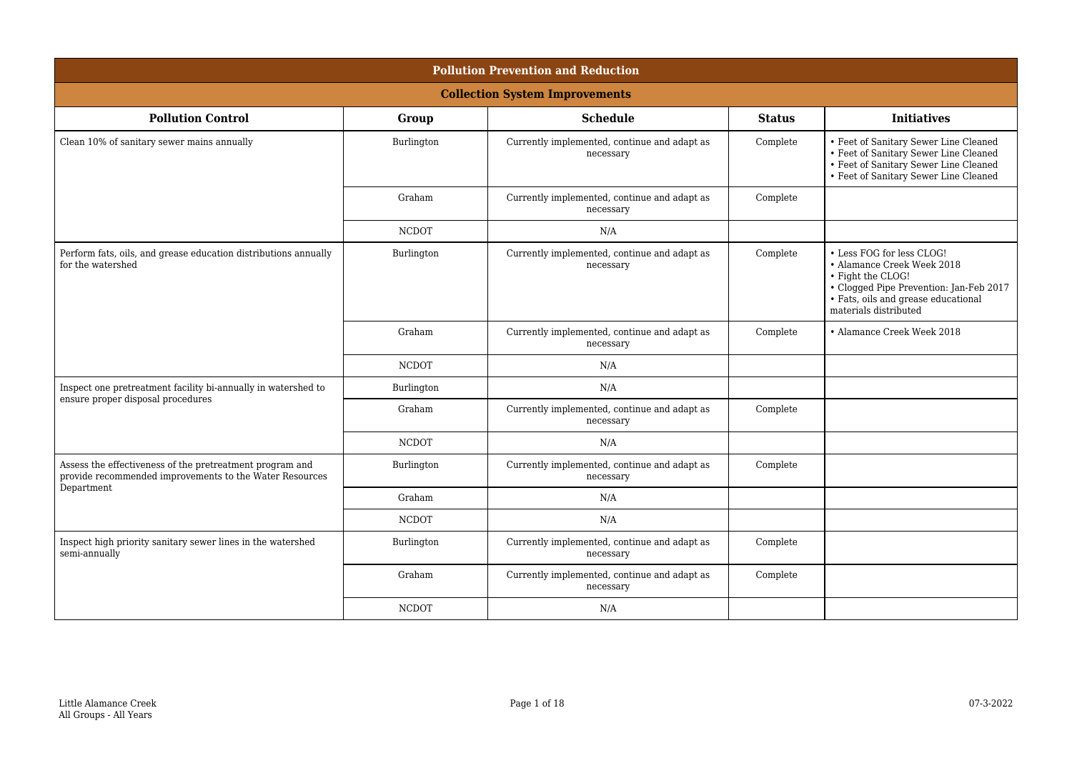## Pollution Prevention and Reduction

### Collection System Improvements

| Pollution Control | Group | Schedule | Status | Initiatives |
|---|---|---|---|---|
| Clean 10% of sanitary sewer mains annually | Burlington | Currently implemented, continue and adapt as necessary | Complete | • Feet of Sanitary Sewer Line Cleaned<br>• Feet of Sanitary Sewer Line Cleaned<br>• Feet of Sanitary Sewer Line Cleaned<br>• Feet of Sanitary Sewer Line Cleaned |
| | Graham | Currently implemented, continue and adapt as necessary | Complete | |
| | NCDOT | N/A | | |
| Perform fats, oils, and grease education distributions annually for the watershed | Burlington | Currently implemented, continue and adapt as necessary | Complete | • Less FOG for less CLOG!<br>• Alamance Creek Week 2018<br>• Fight the CLOG!<br>• Clogged Pipe Prevention: Jan-Feb 2017<br>• Fats, oils and grease educational materials distributed |
| | Graham | Currently implemented, continue and adapt as necessary | Complete | • Alamance Creek Week 2018 |
| | NCDOT | N/A | | |
| Inspect one pretreatment facility bi-annually in watershed to ensure proper disposal procedures | Burlington | N/A | | |
| | Graham | Currently implemented, continue and adapt as necessary | Complete | |
| | NCDOT | N/A | | |
| Assess the effectiveness of the pretreatment program and provide recommended improvements to the Water Resources Department | Burlington | Currently implemented, continue and adapt as necessary | Complete | |
| | Graham | N/A | | |
| | NCDOT | N/A | | |
| Inspect high priority sanitary sewer lines in the watershed semi-annually | Burlington | Currently implemented, continue and adapt as necessary | Complete | |
| | Graham | Currently implemented, continue and adapt as necessary | Complete | |
| | NCDOT | N/A | | |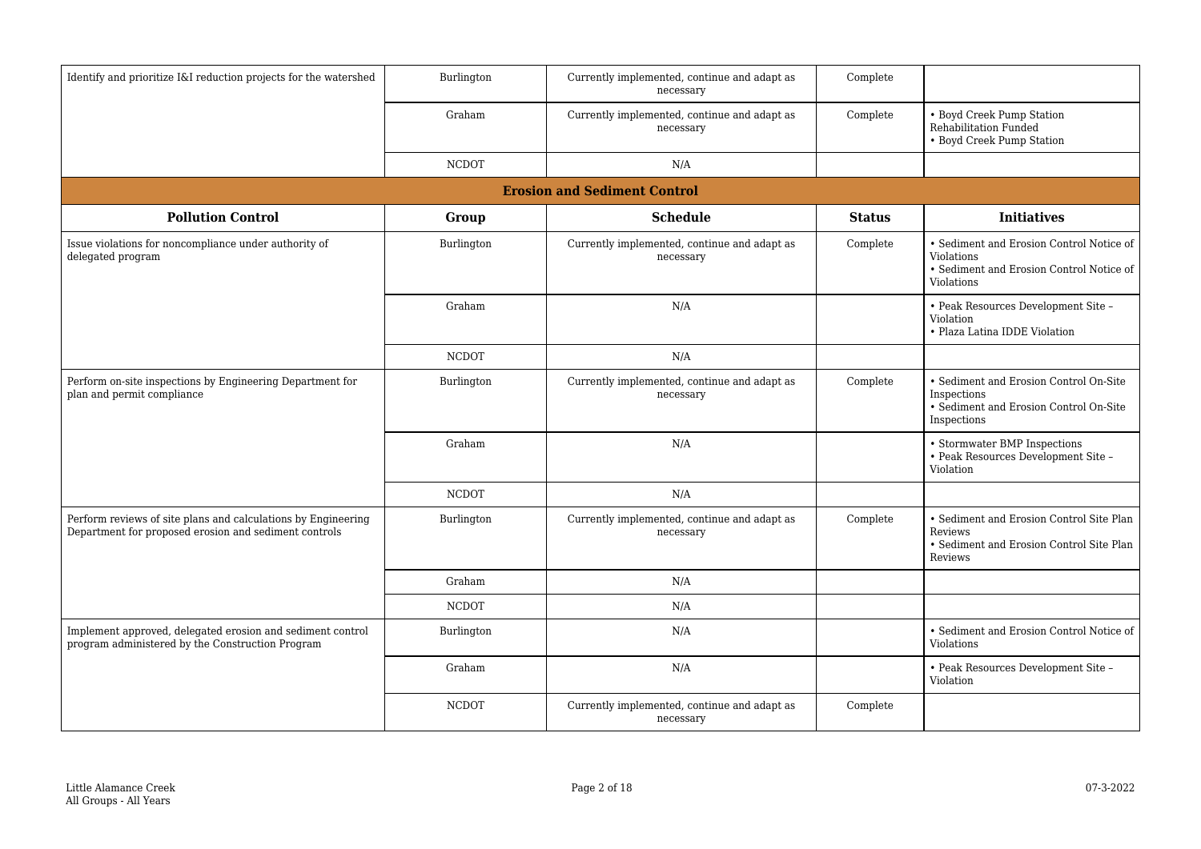| Pollution Control | Group | Schedule | Status | Initiatives |
|---|---|---|---|---|
| Identify and prioritize I&I reduction projects for the watershed | Burlington | Currently implemented, continue and adapt as necessary | Complete | |
| | Graham | Currently implemented, continue and adapt as necessary | Complete | • Boyd Creek Pump Station Rehabilitation Funded<br>• Boyd Creek Pump Station |
| | NCDOT | N/A | | |

## Erosion and Sediment Control

| Pollution Control | Group | Schedule | Status | Initiatives |
|---|---|---|---|---|
| Issue violations for noncompliance under authority of delegated program | Burlington | Currently implemented, continue and adapt as necessary | Complete | • Sediment and Erosion Control Notice of Violations<br>• Sediment and Erosion Control Notice of Violations |
| | Graham | N/A | | • Peak Resources Development Site – Violation<br>• Plaza Latina IDDE Violation |
| | NCDOT | N/A | | |
| Perform on-site inspections by Engineering Department for plan and permit compliance | Burlington | Currently implemented, continue and adapt as necessary | Complete | • Sediment and Erosion Control On-Site Inspections<br>• Sediment and Erosion Control On-Site Inspections |
| | Graham | N/A | | • Stormwater BMP Inspections<br>• Peak Resources Development Site – Violation |
| | NCDOT | N/A | | |
| Perform reviews of site plans and calculations by Engineering Department for proposed erosion and sediment controls | Burlington | Currently implemented, continue and adapt as necessary | Complete | • Sediment and Erosion Control Site Plan Reviews<br>• Sediment and Erosion Control Site Plan Reviews |
| | Graham | N/A | | |
| | NCDOT | N/A | | |
| Implement approved, delegated erosion and sediment control program administered by the Construction Program | Burlington | N/A | | • Sediment and Erosion Control Notice of Violations |
| | Graham | N/A | | • Peak Resources Development Site – Violation |
| | NCDOT | Currently implemented, continue and adapt as necessary | Complete | |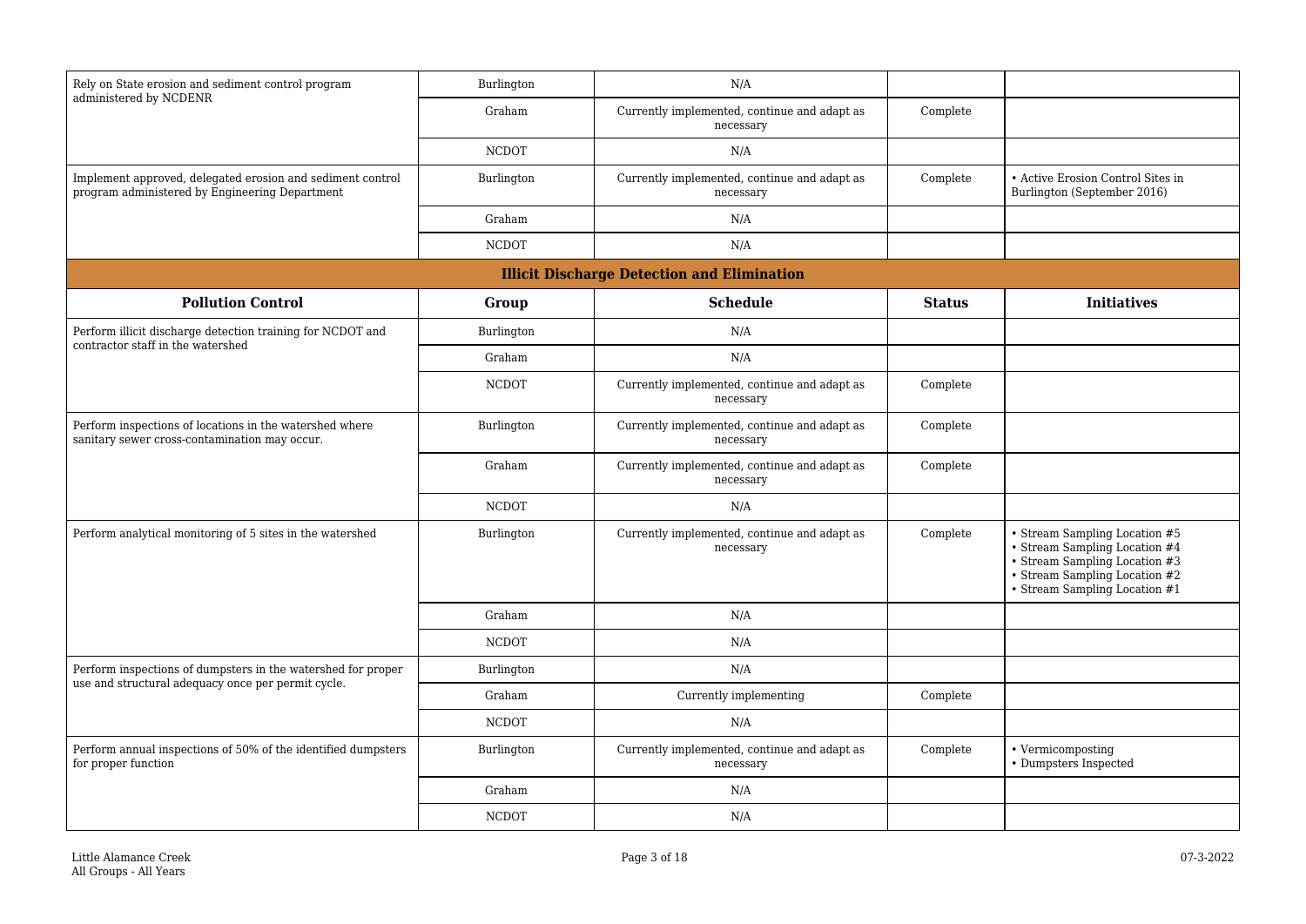| | | | | |
|---|---|---|---|---|
| Rely on State erosion and sediment control program administered by NCDENR | Burlington | N/A | | |
| | Graham | Currently implemented, continue and adapt as necessary | Complete | |
| | NCDOT | N/A | | |
| Implement approved, delegated erosion and sediment control program administered by Engineering Department | Burlington | Currently implemented, continue and adapt as necessary | Complete | • Active Erosion Control Sites in Burlington (September 2016) |
| | Graham | N/A | | |
| | NCDOT | N/A | | |

## Illicit Discharge Detection and Elimination

| Pollution Control | Group | Schedule | Status | Initiatives |
|---|---|---|---|---|
| Perform illicit discharge detection training for NCDOT and contractor staff in the watershed | Burlington | N/A | | |
| | Graham | N/A | | |
| | NCDOT | Currently implemented, continue and adapt as necessary | Complete | |
| Perform inspections of locations in the watershed where sanitary sewer cross-contamination may occur. | Burlington | Currently implemented, continue and adapt as necessary | Complete | |
| | Graham | Currently implemented, continue and adapt as necessary | Complete | |
| | NCDOT | N/A | | |
| Perform analytical monitoring of 5 sites in the watershed | Burlington | Currently implemented, continue and adapt as necessary | Complete | • Stream Sampling Location #5<br>• Stream Sampling Location #4<br>• Stream Sampling Location #3<br>• Stream Sampling Location #2<br>• Stream Sampling Location #1 |
| | Graham | N/A | | |
| | NCDOT | N/A | | |
| Perform inspections of dumpsters in the watershed for proper use and structural adequacy once per permit cycle. | Burlington | N/A | | |
| | Graham | Currently implementing | Complete | |
| | NCDOT | N/A | | |
| Perform annual inspections of 50% of the identified dumpsters for proper function | Burlington | Currently implemented, continue and adapt as necessary | Complete | • Vermicomposting<br>• Dumpsters Inspected |
| | Graham | N/A | | |
| | NCDOT | N/A | | |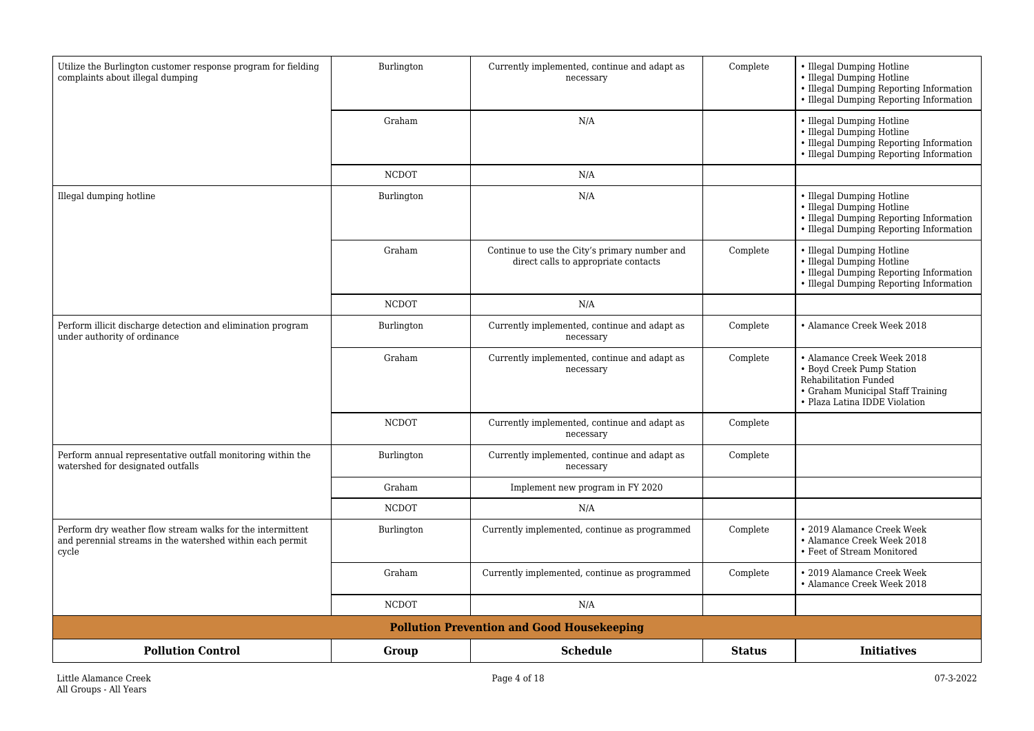| Pollution Control | Group | Schedule | Status | Initiatives |
|---|---|---|---|---|
| Utilize the Burlington customer response program for fielding complaints about illegal dumping | Burlington | Currently implemented, continue and adapt as necessary | Complete | • Illegal Dumping Hotline<br>• Illegal Dumping Hotline<br>• Illegal Dumping Reporting Information<br>• Illegal Dumping Reporting Information |
| | Graham | N/A | | • Illegal Dumping Hotline<br>• Illegal Dumping Hotline<br>• Illegal Dumping Reporting Information<br>• Illegal Dumping Reporting Information |
| | NCDOT | N/A | | |
| Illegal dumping hotline | Burlington | N/A | | • Illegal Dumping Hotline<br>• Illegal Dumping Hotline<br>• Illegal Dumping Reporting Information<br>• Illegal Dumping Reporting Information |
| | Graham | Continue to use the City's primary number and direct calls to appropriate contacts | Complete | • Illegal Dumping Hotline<br>• Illegal Dumping Hotline<br>• Illegal Dumping Reporting Information<br>• Illegal Dumping Reporting Information |
| | NCDOT | N/A | | |
| Perform illicit discharge detection and elimination program under authority of ordinance | Burlington | Currently implemented, continue and adapt as necessary | Complete | • Alamance Creek Week 2018 |
| | Graham | Currently implemented, continue and adapt as necessary | Complete | • Alamance Creek Week 2018<br>• Boyd Creek Pump Station Rehabilitation Funded<br>• Graham Municipal Staff Training<br>• Plaza Latina IDDE Violation |
| | NCDOT | Currently implemented, continue and adapt as necessary | Complete | |
| Perform annual representative outfall monitoring within the watershed for designated outfalls | Burlington | Currently implemented, continue and adapt as necessary | Complete | |
| | Graham | Implement new program in FY 2020 | | |
| | NCDOT | N/A | | |
| Perform dry weather flow stream walks for the intermittent and perennial streams in the watershed within each permit cycle | Burlington | Currently implemented, continue as programmed | Complete | • 2019 Alamance Creek Week<br>• Alamance Creek Week 2018<br>• Feet of Stream Monitored |
| | Graham | Currently implemented, continue as programmed | Complete | • 2019 Alamance Creek Week<br>• Alamance Creek Week 2018 |
| | NCDOT | N/A | | |

## Pollution Prevention and Good Housekeeping

| Pollution Control | Group | Schedule | Status | Initiatives |
|---|---|---|---|---|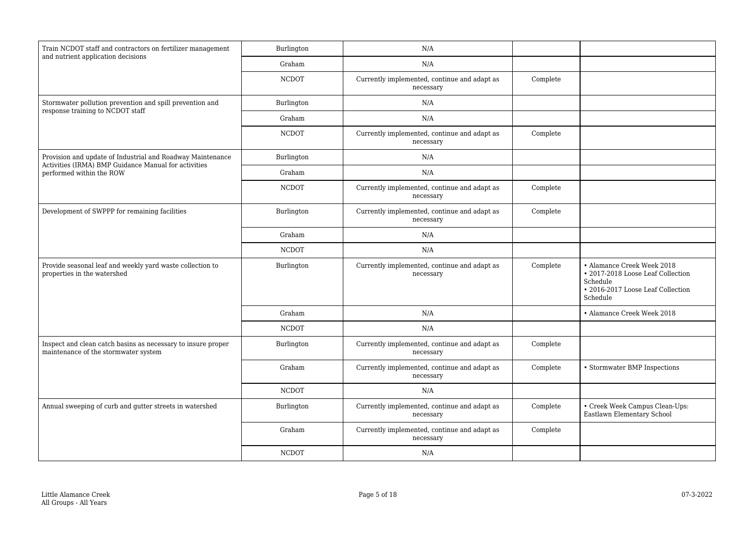| | | | | |
|---|---|---|---|---|
| Train NCDOT staff and contractors on fertilizer management and nutrient application decisions | Burlington | N/A | | |
| | Graham | N/A | | |
| | NCDOT | Currently implemented, continue and adapt as necessary | Complete | |
| Stormwater pollution prevention and spill prevention and response training to NCDOT staff | Burlington | N/A | | |
| | Graham | N/A | | |
| | NCDOT | Currently implemented, continue and adapt as necessary | Complete | |
| Provision and update of Industrial and Roadway Maintenance Activities (IRMA) BMP Guidance Manual for activities performed within the ROW | Burlington | N/A | | |
| | Graham | N/A | | |
| | NCDOT | Currently implemented, continue and adapt as necessary | Complete | |
| Development of SWPPP for remaining facilities | Burlington | Currently implemented, continue and adapt as necessary | Complete | |
| | Graham | N/A | | |
| | NCDOT | N/A | | |
| Provide seasonal leaf and weekly yard waste collection to properties in the watershed | Burlington | Currently implemented, continue and adapt as necessary | Complete | • Alamance Creek Week 2018<br>• 2017-2018 Loose Leaf Collection Schedule<br>• 2016-2017 Loose Leaf Collection Schedule |
| | Graham | N/A | | • Alamance Creek Week 2018 |
| | NCDOT | N/A | | |
| Inspect and clean catch basins as necessary to insure proper maintenance of the stormwater system | Burlington | Currently implemented, continue and adapt as necessary | Complete | |
| | Graham | Currently implemented, continue and adapt as necessary | Complete | • Stormwater BMP Inspections |
| | NCDOT | N/A | | |
| Annual sweeping of curb and gutter streets in watershed | Burlington | Currently implemented, continue and adapt as necessary | Complete | • Creek Week Campus Clean-Ups: Eastlawn Elementary School |
| | Graham | Currently implemented, continue and adapt as necessary | Complete | |
| | NCDOT | N/A | | |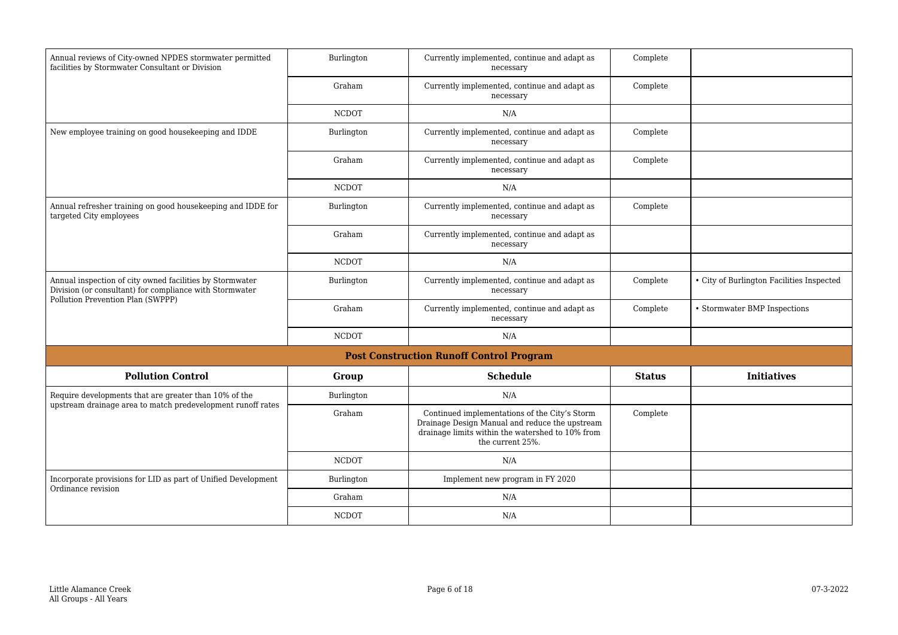| | | | | |
|---|---|---|---|---|
| Annual reviews of City-owned NPDES stormwater permitted facilities by Stormwater Consultant or Division | Burlington | Currently implemented, continue and adapt as necessary | Complete | |
| | Graham | Currently implemented, continue and adapt as necessary | Complete | |
| | NCDOT | N/A | | |
| New employee training on good housekeeping and IDDE | Burlington | Currently implemented, continue and adapt as necessary | Complete | |
| | Graham | Currently implemented, continue and adapt as necessary | Complete | |
| | NCDOT | N/A | | |
| Annual refresher training on good housekeeping and IDDE for targeted City employees | Burlington | Currently implemented, continue and adapt as necessary | Complete | |
| | Graham | Currently implemented, continue and adapt as necessary | | |
| | NCDOT | N/A | | |
| Annual inspection of city owned facilities by Stormwater Division (or consultant) for compliance with Stormwater Pollution Prevention Plan (SWPPP) | Burlington | Currently implemented, continue and adapt as necessary | Complete | • City of Burlington Facilities Inspected |
| | Graham | Currently implemented, continue and adapt as necessary | Complete | • Stormwater BMP Inspections |
| | NCDOT | N/A | | |

## Post Construction Runoff Control Program

| Pollution Control | Group | Schedule | Status | Initiatives |
|---|---|---|---|---|
| Require developments that are greater than 10% of the upstream drainage area to match predevelopment runoff rates | Burlington | N/A | | |
| | Graham | Continued implementations of the City's Storm Drainage Design Manual and reduce the upstream drainage limits within the watershed to 10% from the current 25%. | Complete | |
| | NCDOT | N/A | | |
| Incorporate provisions for LID as part of Unified Development Ordinance revision | Burlington | Implement new program in FY 2020 | | |
| | Graham | N/A | | |
| | NCDOT | N/A | | |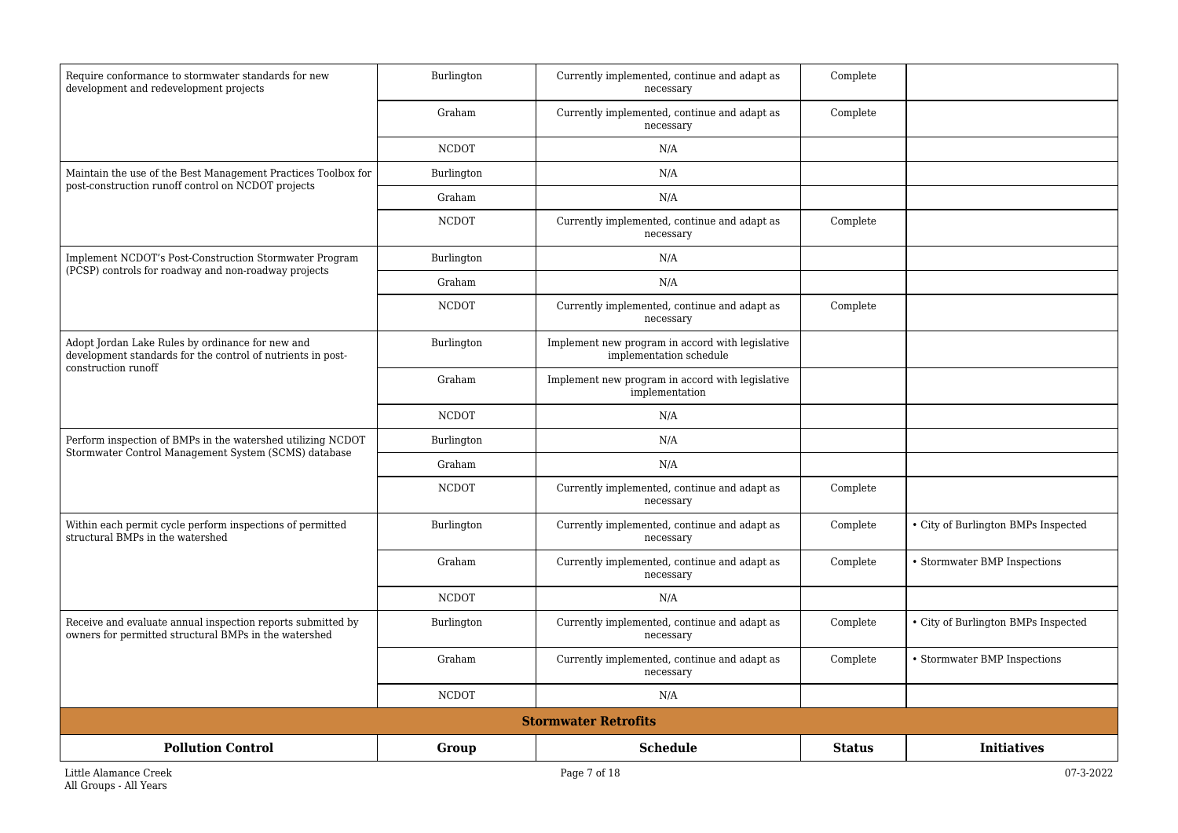| Pollution Control | Group | Schedule | Status | Initiatives |
|---|---|---|---|---|
| Require conformance to stormwater standards for new development and redevelopment projects | Burlington | Currently implemented, continue and adapt as necessary | Complete | |
| | Graham | Currently implemented, continue and adapt as necessary | Complete | |
| | NCDOT | N/A | | |
| Maintain the use of the Best Management Practices Toolbox for post-construction runoff control on NCDOT projects | Burlington | N/A | | |
| | Graham | N/A | | |
| | NCDOT | Currently implemented, continue and adapt as necessary | Complete | |
| Implement NCDOT's Post-Construction Stormwater Program (PCSP) controls for roadway and non-roadway projects | Burlington | N/A | | |
| | Graham | N/A | | |
| | NCDOT | Currently implemented, continue and adapt as necessary | Complete | |
| Adopt Jordan Lake Rules by ordinance for new and development standards for the control of nutrients in post-construction runoff | Burlington | Implement new program in accord with legislative implementation schedule | | |
| | Graham | Implement new program in accord with legislative implementation | | |
| | NCDOT | N/A | | |
| Perform inspection of BMPs in the watershed utilizing NCDOT Stormwater Control Management System (SCMS) database | Burlington | N/A | | |
| | Graham | N/A | | |
| | NCDOT | Currently implemented, continue and adapt as necessary | Complete | |
| Within each permit cycle perform inspections of permitted structural BMPs in the watershed | Burlington | Currently implemented, continue and adapt as necessary | Complete | • City of Burlington BMPs Inspected |
| | Graham | Currently implemented, continue and adapt as necessary | Complete | • Stormwater BMP Inspections |
| | NCDOT | N/A | | |
| Receive and evaluate annual inspection reports submitted by owners for permitted structural BMPs in the watershed | Burlington | Currently implemented, continue and adapt as necessary | Complete | • City of Burlington BMPs Inspected |
| | Graham | Currently implemented, continue and adapt as necessary | Complete | • Stormwater BMP Inspections |
| | NCDOT | N/A | | |

## Stormwater Retrofits

| Pollution Control | Group | Schedule | Status | Initiatives |
|---|---|---|---|---|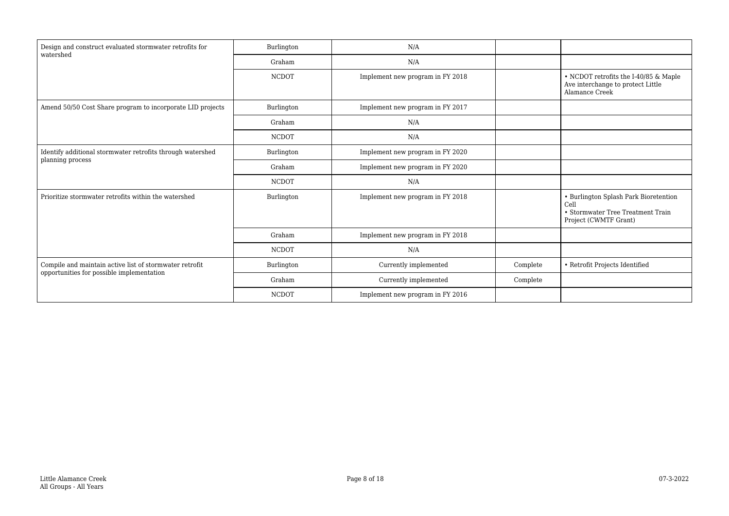| | | | | |
|---|---|---|---|---|
| Design and construct evaluated stormwater retrofits for watershed | Burlington | N/A | | |
| | Graham | N/A | | |
| | NCDOT | Implement new program in FY 2018 | | • NCDOT retrofits the I-40/85 & Maple Ave interchange to protect Little Alamance Creek |
| Amend 50/50 Cost Share program to incorporate LID projects | Burlington | Implement new program in FY 2017 | | |
| | Graham | N/A | | |
| | NCDOT | N/A | | |
| Identify additional stormwater retrofits through watershed planning process | Burlington | Implement new program in FY 2020 | | |
| | Graham | Implement new program in FY 2020 | | |
| | NCDOT | N/A | | |
| Prioritize stormwater retrofits within the watershed | Burlington | Implement new program in FY 2018 | | • Burlington Splash Park Bioretention Cell<br>• Stormwater Tree Treatment Train Project (CWMTF Grant) |
| | Graham | Implement new program in FY 2018 | | |
| | NCDOT | N/A | | |
| Compile and maintain active list of stormwater retrofit opportunities for possible implementation | Burlington | Currently implemented | Complete | • Retrofit Projects Identified |
| | Graham | Currently implemented | Complete | |
| | NCDOT | Implement new program in FY 2016 | | |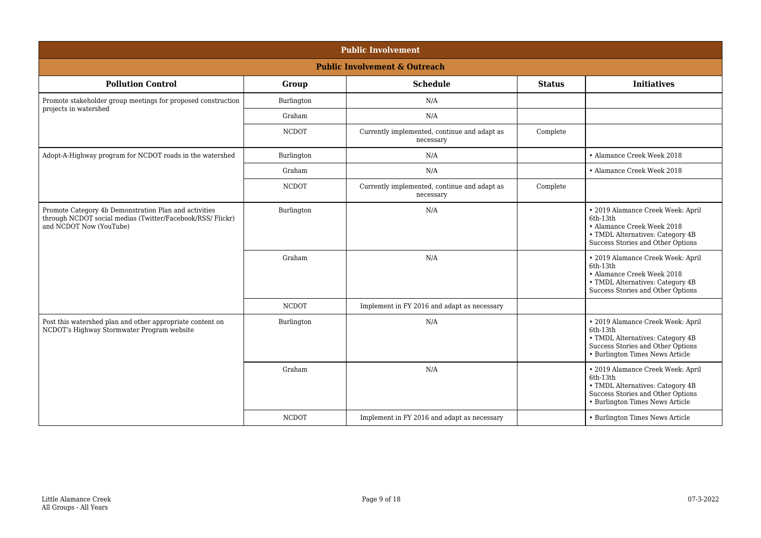## Public Involvement

### Public Involvement & Outreach

| Pollution Control | Group | Schedule | Status | Initiatives |
|---|---|---|---|---|
| Promote stakeholder group meetings for proposed construction projects in watershed | Burlington | N/A | | |
| | Graham | N/A | | |
| | NCDOT | Currently implemented, continue and adapt as necessary | Complete | |
| Adopt-A-Highway program for NCDOT roads in the watershed | Burlington | N/A | | • Alamance Creek Week 2018 |
| | Graham | N/A | | • Alamance Creek Week 2018 |
| | NCDOT | Currently implemented, continue and adapt as necessary | Complete | |
| Promote Category 4b Demonstration Plan and activities through NCDOT social medias (Twitter/Facebook/RSS/ Flickr) and NCDOT Now (YouTube) | Burlington | N/A | | • 2019 Alamance Creek Week: April 6th-13th<br>• Alamance Creek Week 2018<br>• TMDL Alternatives: Category 4B Success Stories and Other Options |
| | Graham | N/A | | • 2019 Alamance Creek Week: April 6th-13th<br>• Alamance Creek Week 2018<br>• TMDL Alternatives: Category 4B Success Stories and Other Options |
| | NCDOT | Implement in FY 2016 and adapt as necessary | | |
| Post this watershed plan and other appropriate content on NCDOT's Highway Stormwater Program website | Burlington | N/A | | • 2019 Alamance Creek Week: April 6th-13th<br>• TMDL Alternatives: Category 4B Success Stories and Other Options<br>• Burlington Times News Article |
| | Graham | N/A | | • 2019 Alamance Creek Week: April 6th-13th<br>• TMDL Alternatives: Category 4B Success Stories and Other Options<br>• Burlington Times News Article |
| | NCDOT | Implement in FY 2016 and adapt as necessary | | • Burlington Times News Article |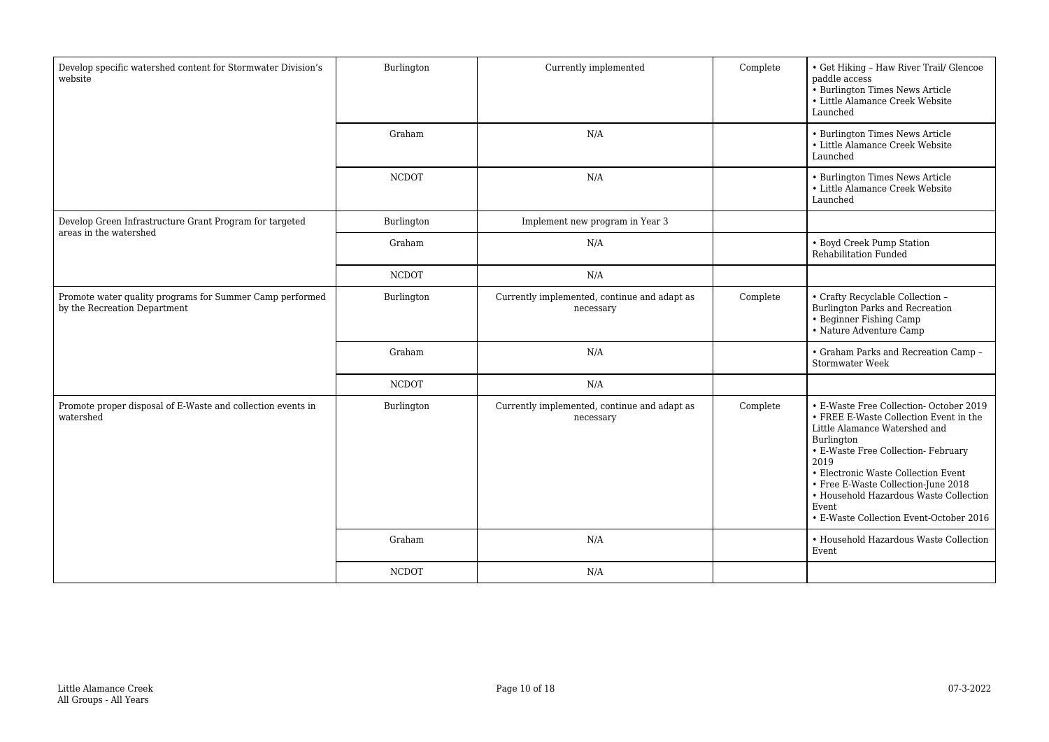| | | | | |
|---|---|---|---|---|
| Develop specific watershed content for Stormwater Division's website | Burlington | Currently implemented | Complete | • Get Hiking – Haw River Trail/ Glencoe paddle access<br>• Burlington Times News Article<br>• Little Alamance Creek Website Launched |
| | Graham | N/A | | • Burlington Times News Article<br>• Little Alamance Creek Website Launched |
| | NCDOT | N/A | | • Burlington Times News Article<br>• Little Alamance Creek Website Launched |
| Develop Green Infrastructure Grant Program for targeted areas in the watershed | Burlington | Implement new program in Year 3 | | |
| | Graham | N/A | | • Boyd Creek Pump Station Rehabilitation Funded |
| | NCDOT | N/A | | |
| Promote water quality programs for Summer Camp performed by the Recreation Department | Burlington | Currently implemented, continue and adapt as necessary | Complete | • Crafty Recyclable Collection – Burlington Parks and Recreation<br>• Beginner Fishing Camp<br>• Nature Adventure Camp |
| | Graham | N/A | | • Graham Parks and Recreation Camp – Stormwater Week |
| | NCDOT | N/A | | |
| Promote proper disposal of E-Waste and collection events in watershed | Burlington | Currently implemented, continue and adapt as necessary | Complete | • E-Waste Free Collection- October 2019<br>• FREE E-Waste Collection Event in the Little Alamance Watershed and Burlington<br>• E-Waste Free Collection- February 2019<br>• Electronic Waste Collection Event<br>• Free E-Waste Collection-June 2018<br>• Household Hazardous Waste Collection Event<br>• E-Waste Collection Event-October 2016 |
| | Graham | N/A | | • Household Hazardous Waste Collection Event |
| | NCDOT | N/A | | |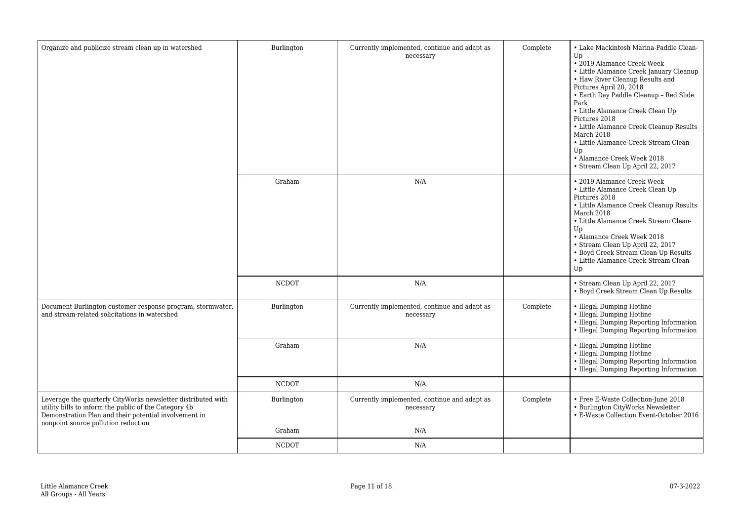| | | | | |
|---|---|---|---|---|
| Organize and publicize stream clean up in watershed | Burlington | Currently implemented, continue and adapt as necessary | Complete | • Lake Mackintosh Marina-Paddle Clean-Up<br>• 2019 Alamance Creek Week<br>• Little Alamance Creek January Cleanup<br>• Haw River Cleanup Results and Pictures April 20, 2018<br>• Earth Day Paddle Cleanup – Red Slide Park<br>• Little Alamance Creek Clean Up Pictures 2018<br>• Little Alamance Creek Cleanup Results March 2018<br>• Little Alamance Creek Stream Clean-Up<br>• Alamance Creek Week 2018<br>• Stream Clean Up April 22, 2017 |
| | Graham | N/A | | • 2019 Alamance Creek Week<br>• Little Alamance Creek Clean Up Pictures 2018<br>• Little Alamance Creek Cleanup Results March 2018<br>• Little Alamance Creek Stream Clean-Up<br>• Alamance Creek Week 2018<br>• Stream Clean Up April 22, 2017<br>• Boyd Creek Stream Clean Up Results<br>• Little Alamance Creek Stream Clean Up |
| | NCDOT | N/A | | • Stream Clean Up April 22, 2017<br>• Boyd Creek Stream Clean Up Results |
| Document Burlington customer response program, stormwater, and stream-related solicitations in watershed | Burlington | Currently implemented, continue and adapt as necessary | Complete | • Illegal Dumping Hotline<br>• Illegal Dumping Hotline<br>• Illegal Dumping Reporting Information<br>• Illegal Dumping Reporting Information |
| | Graham | N/A | | • Illegal Dumping Hotline<br>• Illegal Dumping Hotline<br>• Illegal Dumping Reporting Information<br>• Illegal Dumping Reporting Information |
| | NCDOT | N/A | | |
| Leverage the quarterly CityWorks newsletter distributed with utility bills to inform the public of the Category 4b Demonstration Plan and their potential involvement in nonpoint source pollution reduction | Burlington | Currently implemented, continue and adapt as necessary | Complete | • Free E-Waste Collection-June 2018<br>• Burlington CityWorks Newsletter<br>• E-Waste Collection Event-October 2016 |
| | Graham | N/A | | |
| | NCDOT | N/A | | |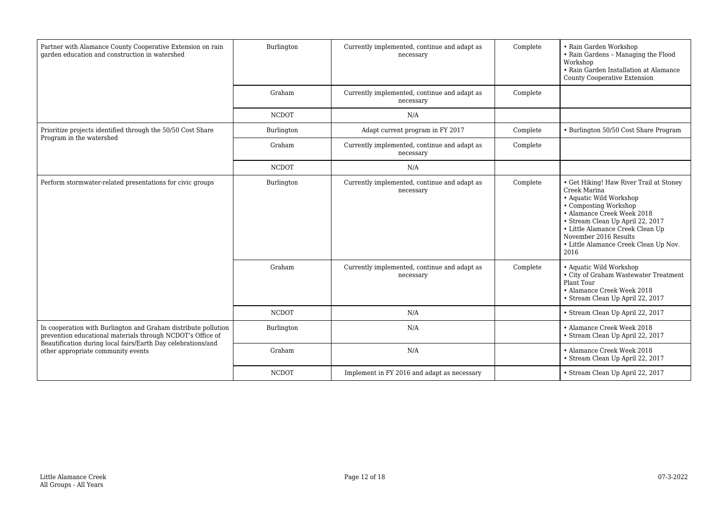| | | | | |
|---|---|---|---|---|
| Partner with Alamance County Cooperative Extension on rain garden education and construction in watershed | Burlington | Currently implemented, continue and adapt as necessary | Complete | • Rain Garden Workshop<br>• Rain Gardens – Managing the Flood Workshop<br>• Rain Garden Installation at Alamance County Cooperative Extension |
| | Graham | Currently implemented, continue and adapt as necessary | Complete | |
| | NCDOT | N/A | | |
| Prioritize projects identified through the 50/50 Cost Share Program in the watershed | Burlington | Adapt current program in FY 2017 | Complete | • Burlington 50/50 Cost Share Program |
| | Graham | Currently implemented, continue and adapt as necessary | Complete | |
| | NCDOT | N/A | | |
| Perform stormwater-related presentations for civic groups | Burlington | Currently implemented, continue and adapt as necessary | Complete | • Get Hiking! Haw River Trail at Stoney Creek Marina<br>• Aquatic Wild Workshop<br>• Composting Workshop<br>• Alamance Creek Week 2018<br>• Stream Clean Up April 22, 2017<br>• Little Alamance Creek Clean Up November 2016 Results<br>• Little Alamance Creek Clean Up Nov. 2016 |
| | Graham | Currently implemented, continue and adapt as necessary | Complete | • Aquatic Wild Workshop<br>• City of Graham Wastewater Treatment Plant Tour<br>• Alamance Creek Week 2018<br>• Stream Clean Up April 22, 2017 |
| | NCDOT | N/A | | • Stream Clean Up April 22, 2017 |
| In cooperation with Burlington and Graham distribute pollution prevention educational materials through NCDOT's Office of Beautification during local fairs/Earth Day celebrations/and other appropriate community events | Burlington | N/A | | • Alamance Creek Week 2018<br>• Stream Clean Up April 22, 2017 |
| | Graham | N/A | | • Alamance Creek Week 2018<br>• Stream Clean Up April 22, 2017 |
| | NCDOT | Implement in FY 2016 and adapt as necessary | | • Stream Clean Up April 22, 2017 |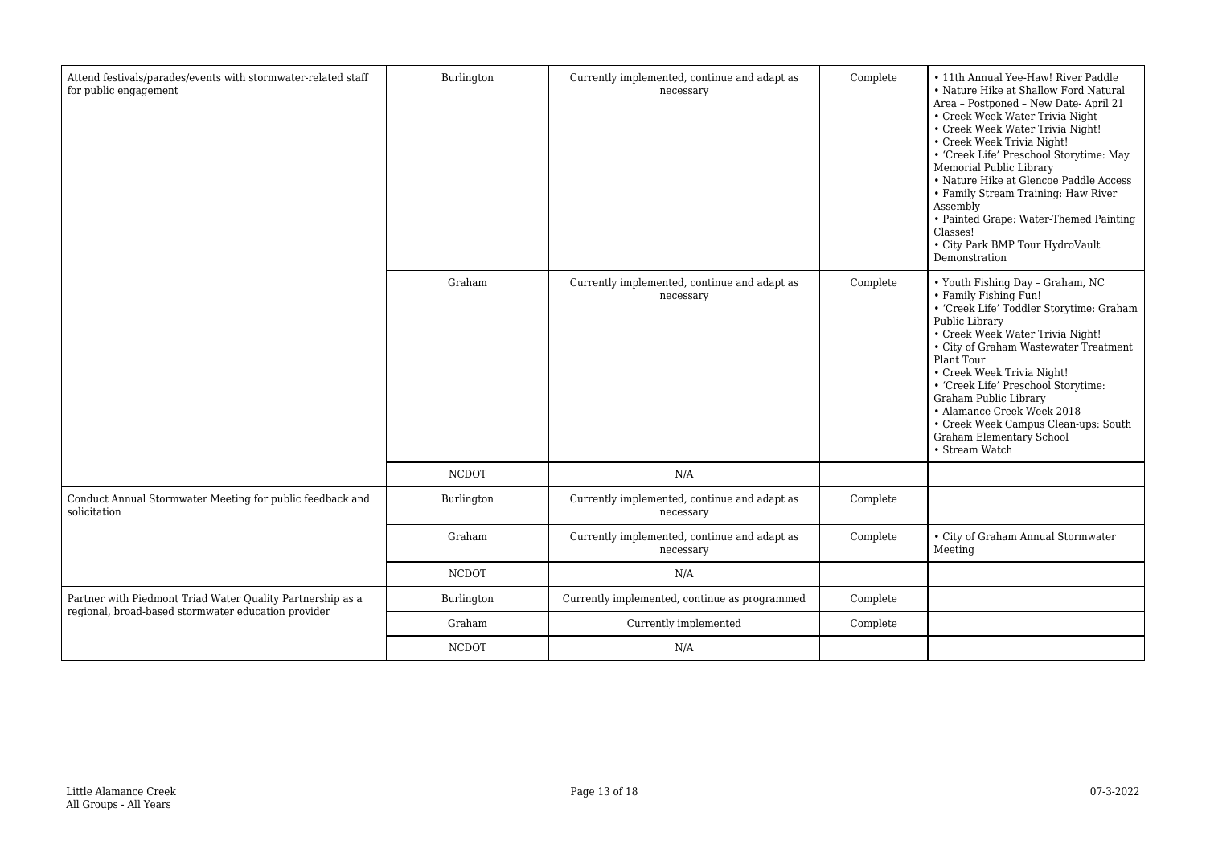| | | | | |
|---|---|---|---|---|
| Attend festivals/parades/events with stormwater-related staff for public engagement | Burlington | Currently implemented, continue and adapt as necessary | Complete | • 11th Annual Yee-Haw! River Paddle<br>• Nature Hike at Shallow Ford Natural Area – Postponed – New Date- April 21<br>• Creek Week Water Trivia Night<br>• Creek Week Water Trivia Night!<br>• Creek Week Trivia Night!<br>• 'Creek Life' Preschool Storytime: May Memorial Public Library<br>• Nature Hike at Glencoe Paddle Access<br>• Family Stream Training: Haw River Assembly<br>• Painted Grape: Water-Themed Painting Classes!<br>• City Park BMP Tour HydroVault Demonstration |
| | Graham | Currently implemented, continue and adapt as necessary | Complete | • Youth Fishing Day – Graham, NC<br>• Family Fishing Fun!<br>• 'Creek Life' Toddler Storytime: Graham Public Library<br>• Creek Week Water Trivia Night!<br>• City of Graham Wastewater Treatment Plant Tour<br>• Creek Week Trivia Night!<br>• 'Creek Life' Preschool Storytime: Graham Public Library<br>• Alamance Creek Week 2018<br>• Creek Week Campus Clean-ups: South Graham Elementary School<br>• Stream Watch |
| | NCDOT | N/A | | |
| Conduct Annual Stormwater Meeting for public feedback and solicitation | Burlington | Currently implemented, continue and adapt as necessary | Complete | |
| | Graham | Currently implemented, continue and adapt as necessary | Complete | • City of Graham Annual Stormwater Meeting |
| | NCDOT | N/A | | |
| Partner with Piedmont Triad Water Quality Partnership as a regional, broad-based stormwater education provider | Burlington | Currently implemented, continue as programmed | Complete | |
| | Graham | Currently implemented | Complete | |
| | NCDOT | N/A | | |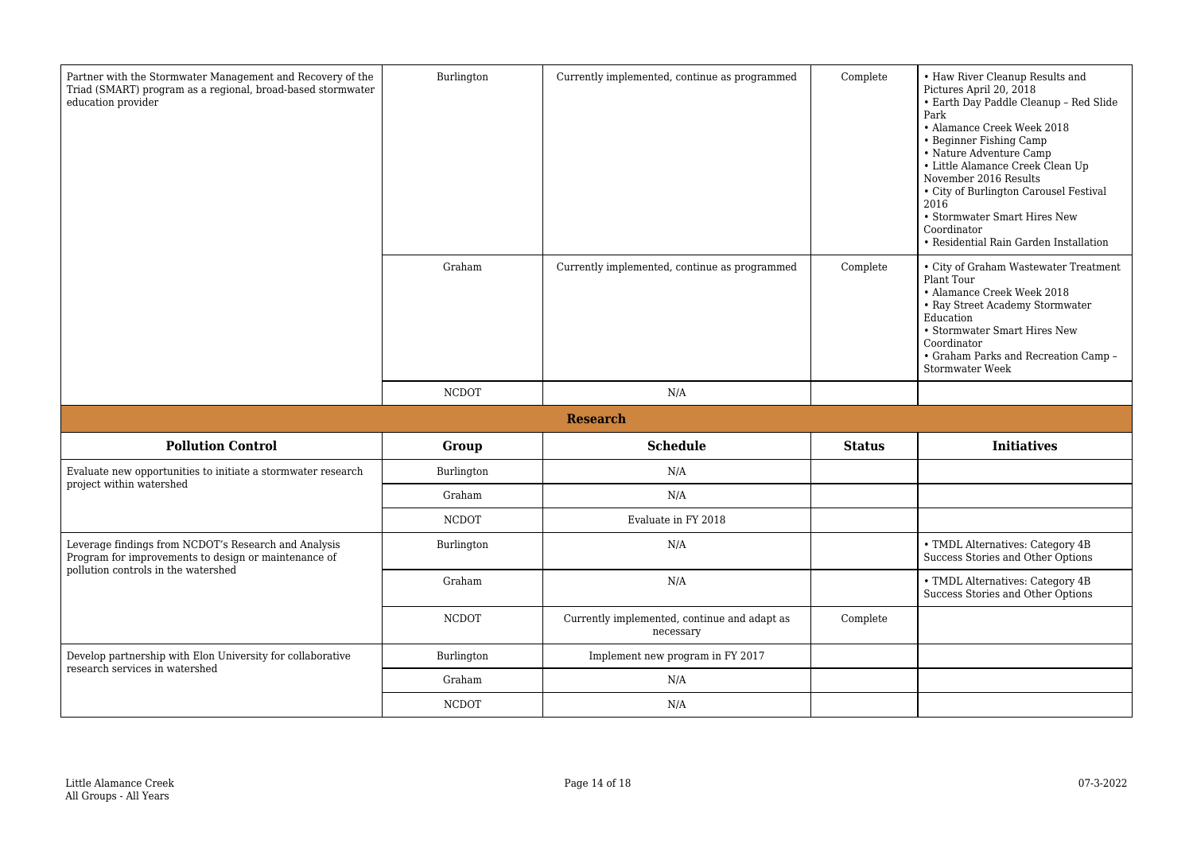| Pollution Control | Group | Schedule | Status | Initiatives |
| --- | --- | --- | --- | --- |
| Partner with the Stormwater Management and Recovery of the Triad (SMART) program as a regional, broad-based stormwater education provider | Burlington | Currently implemented, continue as programmed | Complete | • Haw River Cleanup Results and Pictures April 20, 2018<br>• Earth Day Paddle Cleanup – Red Slide Park<br>• Alamance Creek Week 2018<br>• Beginner Fishing Camp<br>• Nature Adventure Camp<br>• Little Alamance Creek Clean Up November 2016 Results<br>• City of Burlington Carousel Festival 2016<br>• Stormwater Smart Hires New Coordinator<br>• Residential Rain Garden Installation |
| | Graham | Currently implemented, continue as programmed | Complete | • City of Graham Wastewater Treatment Plant Tour<br>• Alamance Creek Week 2018<br>• Ray Street Academy Stormwater Education<br>• Stormwater Smart Hires New Coordinator<br>• Graham Parks and Recreation Camp – Stormwater Week |
| | NCDOT | N/A | | |

**Research**

| Pollution Control | Group | Schedule | Status | Initiatives |
| --- | --- | --- | --- | --- |
| Evaluate new opportunities to initiate a stormwater research project within watershed | Burlington | N/A | | |
| | Graham | N/A | | |
| | NCDOT | Evaluate in FY 2018 | | |
| Leverage findings from NCDOT's Research and Analysis Program for improvements to design or maintenance of pollution controls in the watershed | Burlington | N/A | | • TMDL Alternatives: Category 4B Success Stories and Other Options |
| | Graham | N/A | | • TMDL Alternatives: Category 4B Success Stories and Other Options |
| | NCDOT | Currently implemented, continue and adapt as necessary | Complete | |
| Develop partnership with Elon University for collaborative research services in watershed | Burlington | Implement new program in FY 2017 | | |
| | Graham | N/A | | |
| | NCDOT | N/A | | |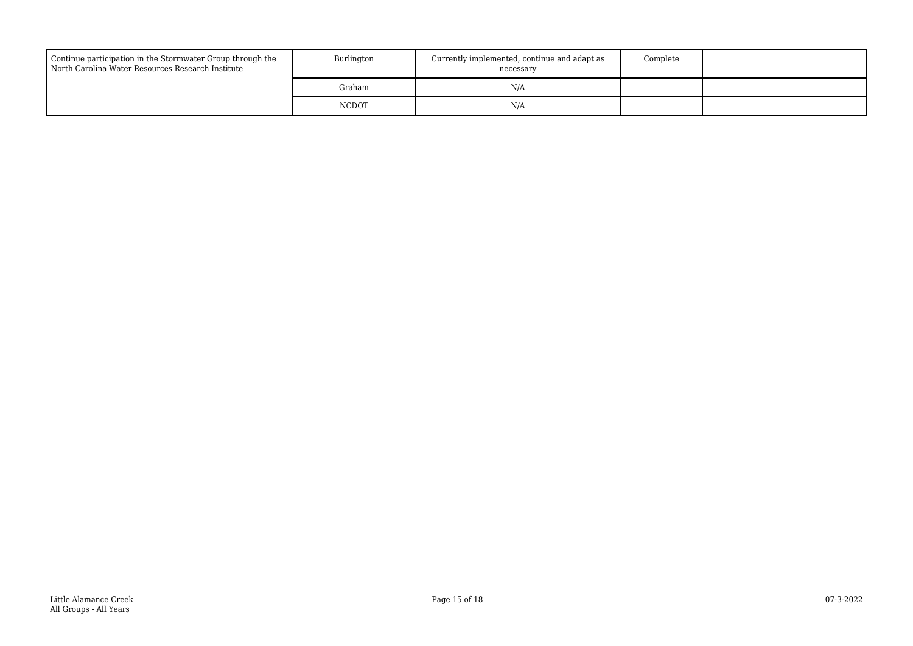| | | | | |
|---|---|---|---|---|
| Continue participation in the Stormwater Group through the North Carolina Water Resources Research Institute | Burlington | Currently implemented, continue and adapt as necessary | Complete | |
| | Graham | N/A | | |
| | NCDOT | N/A | | |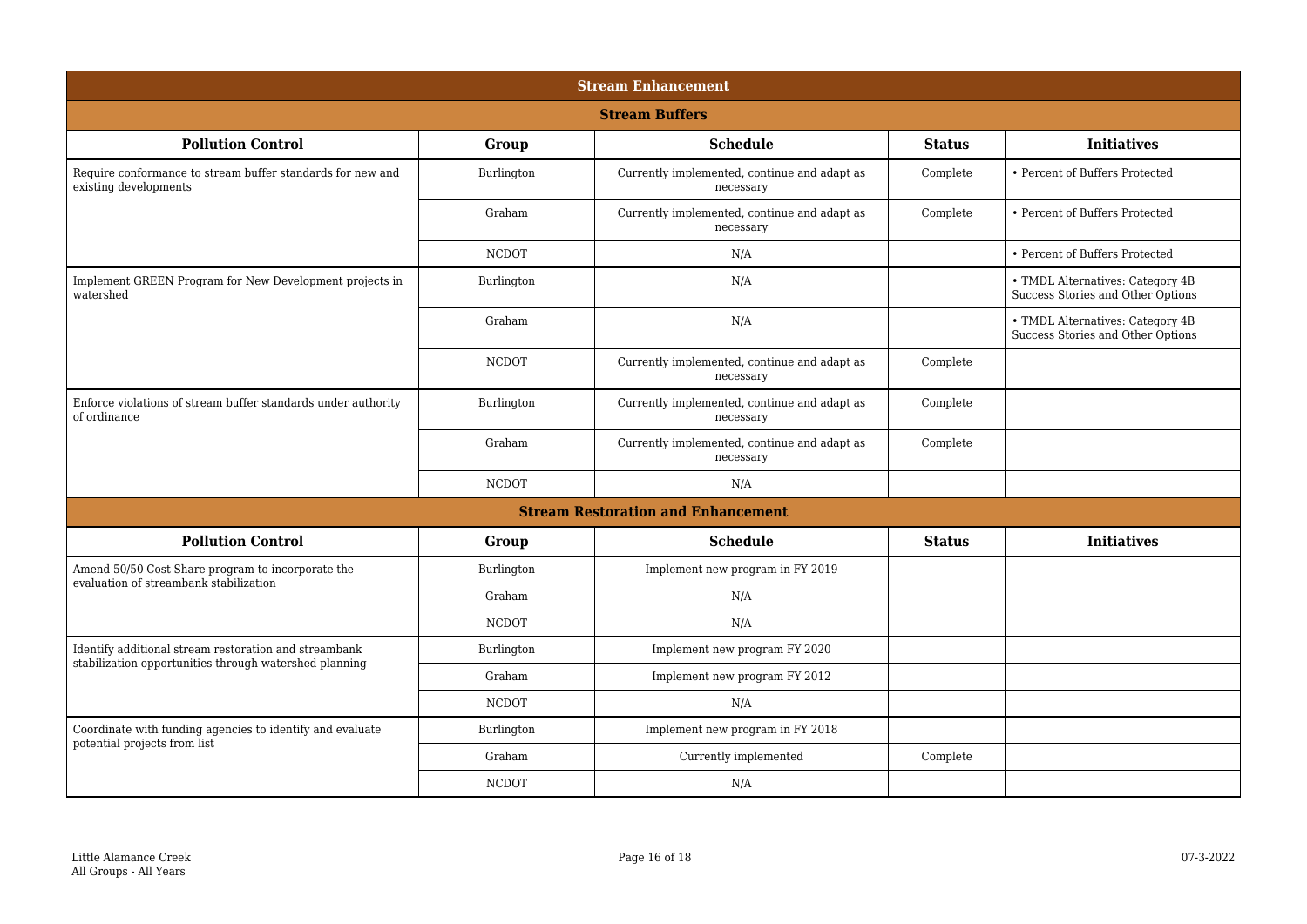## Stream Enhancement

### Stream Buffers

| Pollution Control | Group | Schedule | Status | Initiatives |
|---|---|---|---|---|
| Require conformance to stream buffer standards for new and existing developments | Burlington | Currently implemented, continue and adapt as necessary | Complete | • Percent of Buffers Protected |
| | Graham | Currently implemented, continue and adapt as necessary | Complete | • Percent of Buffers Protected |
| | NCDOT | N/A | | • Percent of Buffers Protected |
| Implement GREEN Program for New Development projects in watershed | Burlington | N/A | | • TMDL Alternatives: Category 4B Success Stories and Other Options |
| | Graham | N/A | | • TMDL Alternatives: Category 4B Success Stories and Other Options |
| | NCDOT | Currently implemented, continue and adapt as necessary | Complete | |
| Enforce violations of stream buffer standards under authority of ordinance | Burlington | Currently implemented, continue and adapt as necessary | Complete | |
| | Graham | Currently implemented, continue and adapt as necessary | Complete | |
| | NCDOT | N/A | | |

### Stream Restoration and Enhancement

| Pollution Control | Group | Schedule | Status | Initiatives |
|---|---|---|---|---|
| Amend 50/50 Cost Share program to incorporate the evaluation of streambank stabilization | Burlington | Implement new program in FY 2019 | | |
| | Graham | N/A | | |
| | NCDOT | N/A | | |
| Identify additional stream restoration and streambank stabilization opportunities through watershed planning | Burlington | Implement new program FY 2020 | | |
| | Graham | Implement new program FY 2012 | | |
| | NCDOT | N/A | | |
| Coordinate with funding agencies to identify and evaluate potential projects from list | Burlington | Implement new program in FY 2018 | | |
| | Graham | Currently implemented | Complete | |
| | NCDOT | N/A | | |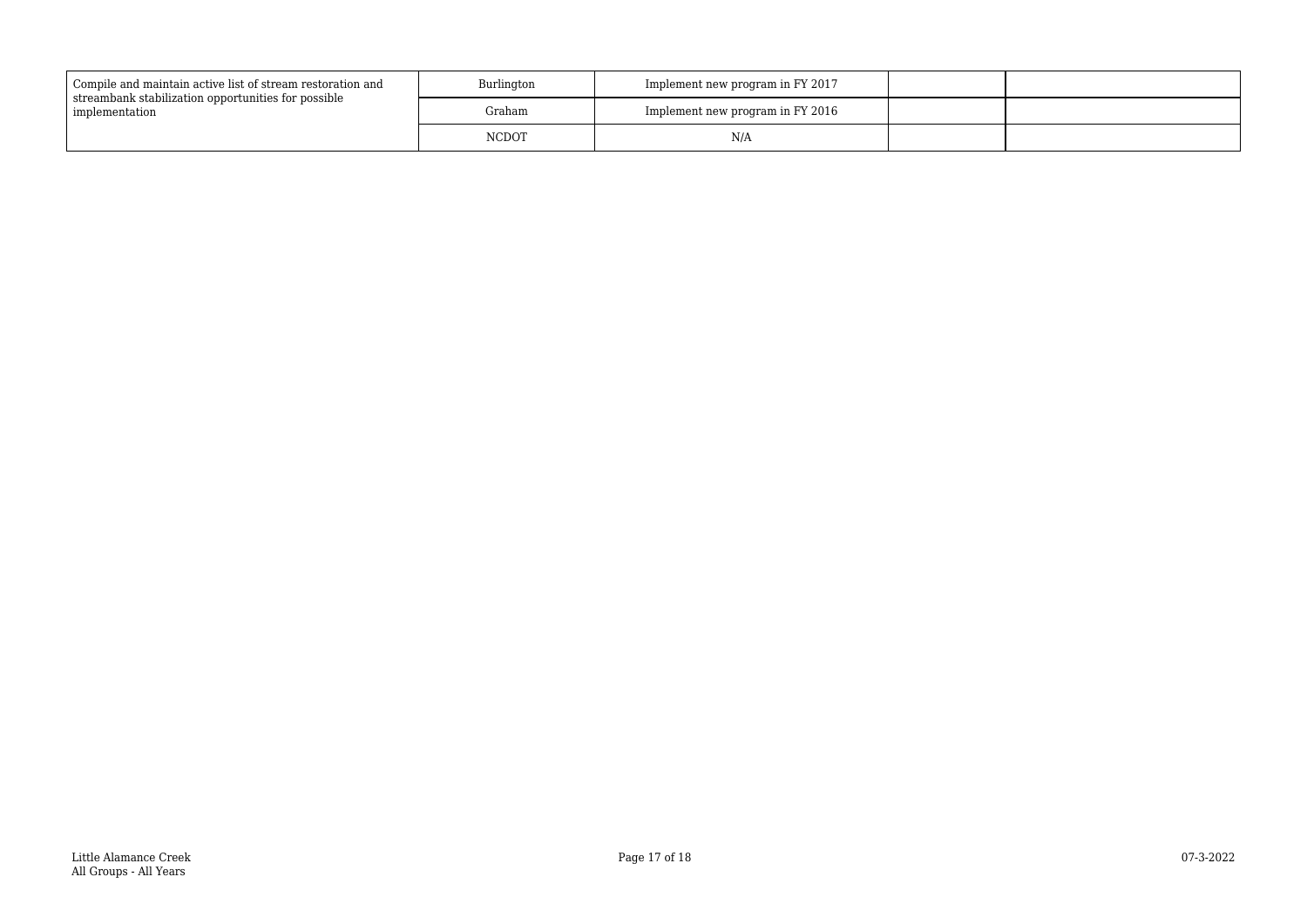| | | | | |
|---|---|---|---|---|
| Compile and maintain active list of stream restoration and streambank stabilization opportunities for possible implementation | Burlington | Implement new program in FY 2017 | | |
| | Graham | Implement new program in FY 2016 | | |
| | NCDOT | N/A | | |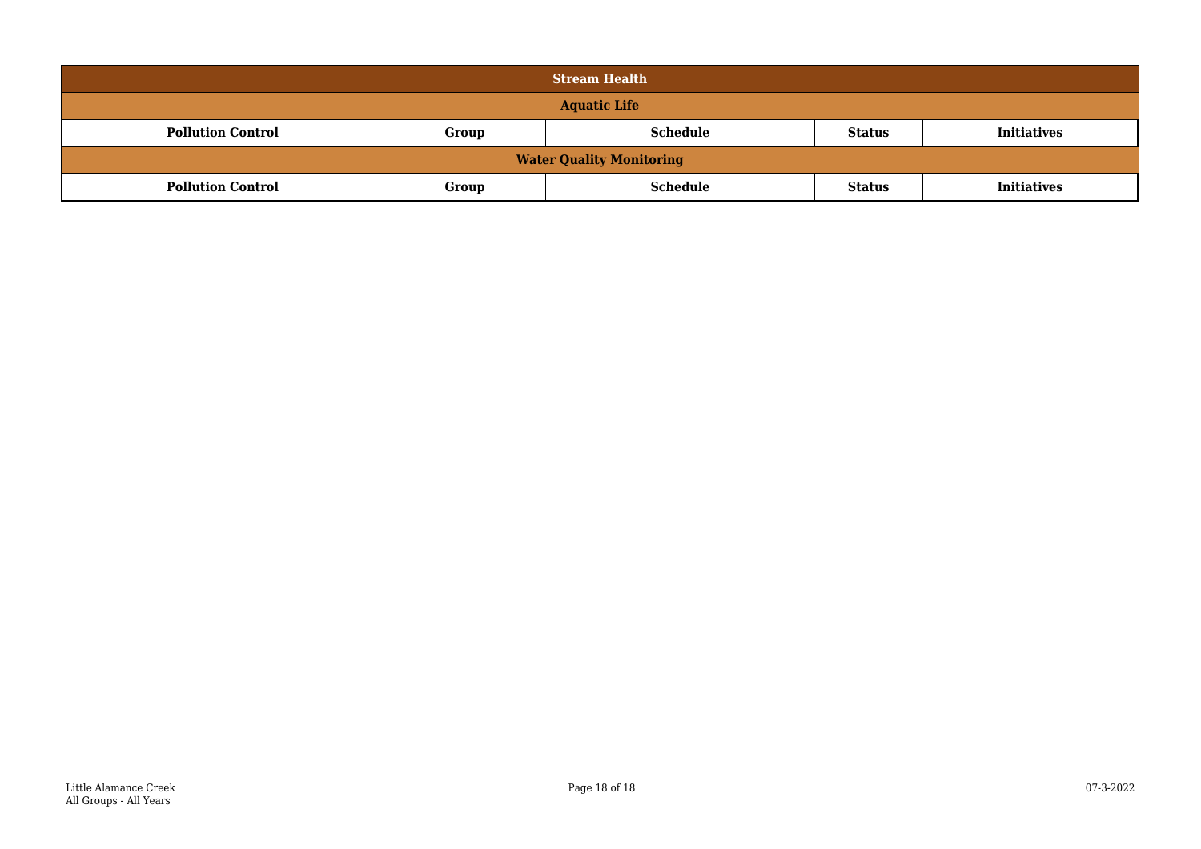| Stream Health | | | | |
|---|---|---|---|---|
| **Aquatic Life** | | | | |
| **Pollution Control** | **Group** | **Schedule** | **Status** | **Initiatives** |
| **Water Quality Monitoring** | | | | |
| **Pollution Control** | **Group** | **Schedule** | **Status** | **Initiatives** |